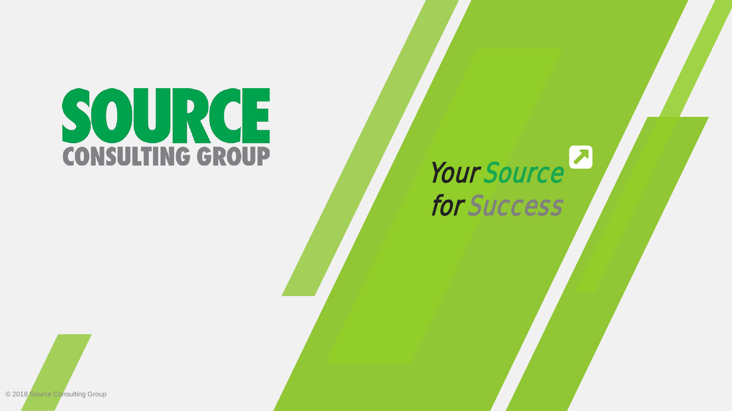# SOURCE CONSULTING GROUP

*Your Source for Success*

© 2018 Source Consulting Group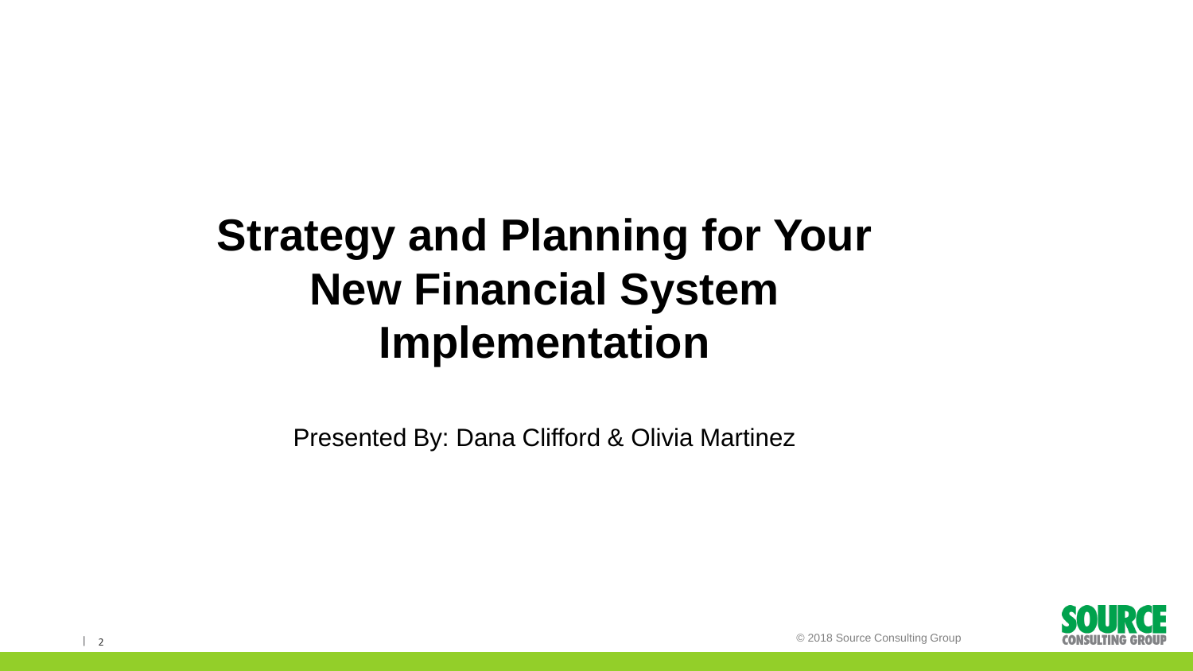# Strategy and Planning for Your New Financial System Implementation

Presented By: Dana Clifford & Olivia Martinez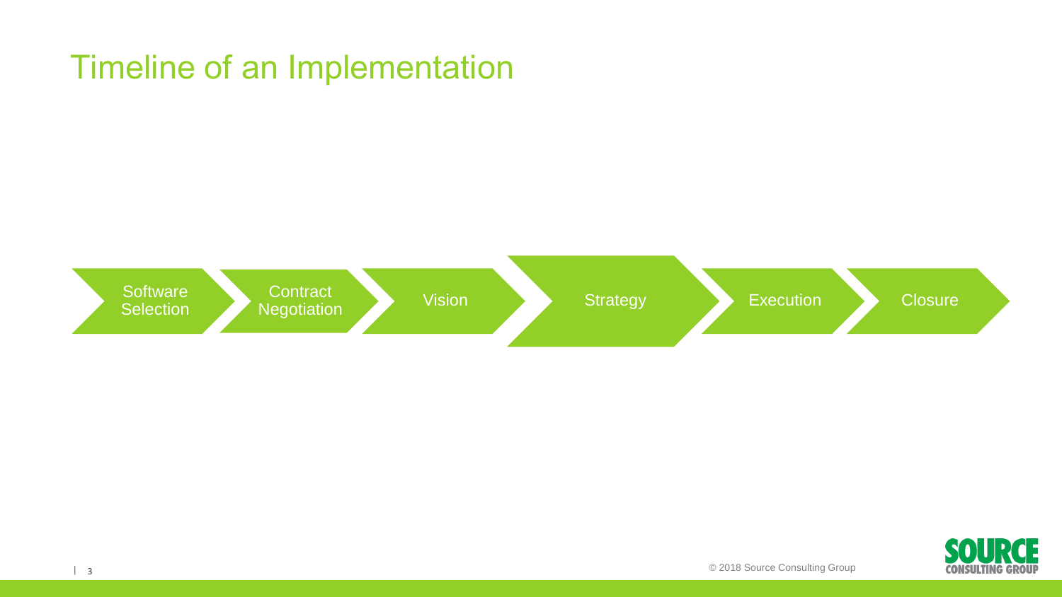# Timeline of an Implementation

Software Selection → Contract Negotiation → Vision → Strategy → Execution → Closure

© 2018 Source Consulting Group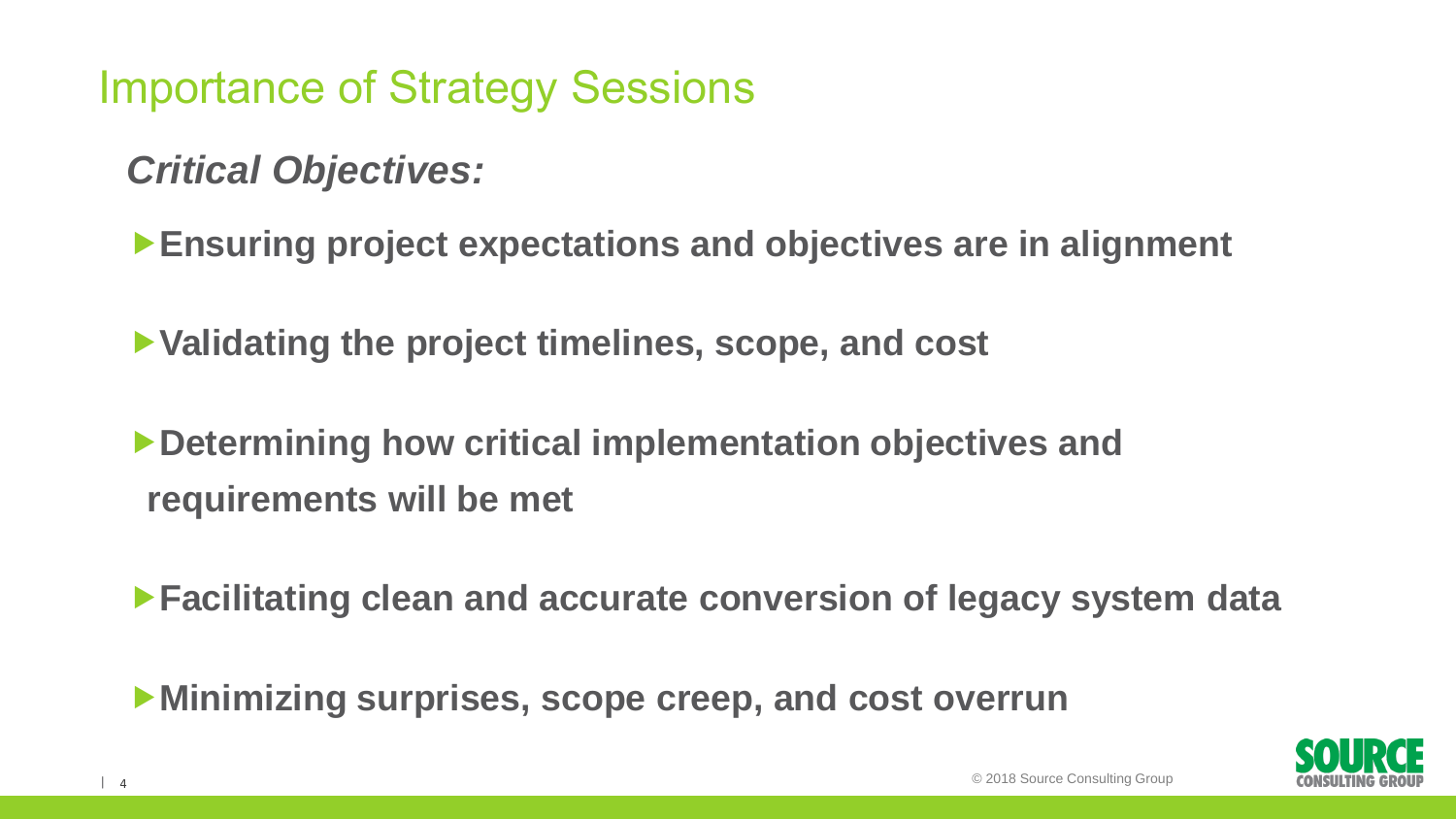# Importance of Strategy Sessions

***Critical Objectives:***

- **Ensuring project expectations and objectives are in alignment**
- **Validating the project timelines, scope, and cost**
- **Determining how critical implementation objectives and requirements will be met**
- **Facilitating clean and accurate conversion of legacy system data**
- **Minimizing surprises, scope creep, and cost overrun**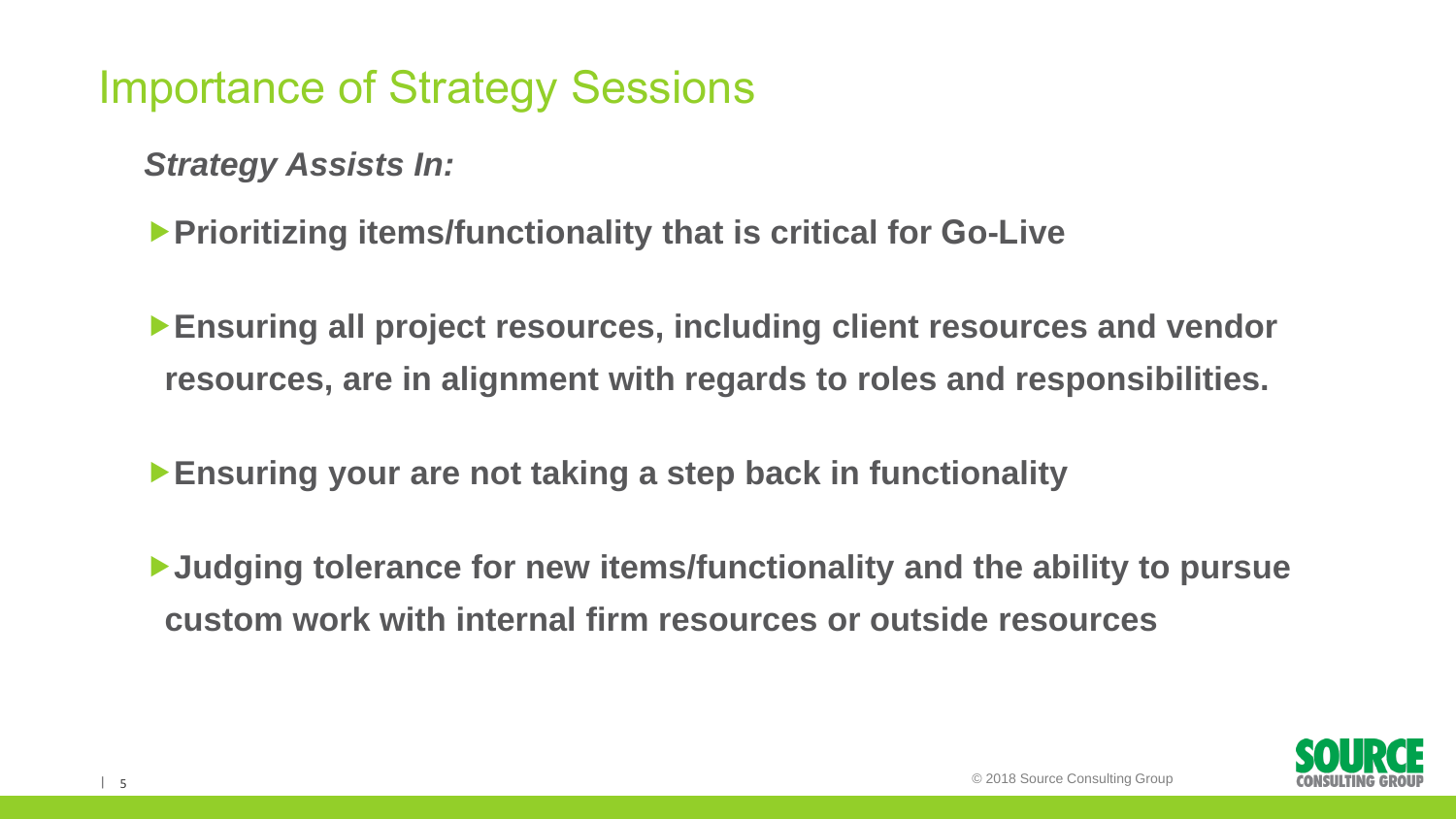# Importance of Strategy Sessions

***Strategy Assists In:***

- **Prioritizing items/functionality that is critical for Go-Live**
- **Ensuring all project resources, including client resources and vendor resources, are in alignment with regards to roles and responsibilities.**
- **Ensuring your are not taking a step back in functionality**
- **Judging tolerance for new items/functionality and the ability to pursue custom work with internal firm resources or outside resources**

© 2018 Source Consulting Group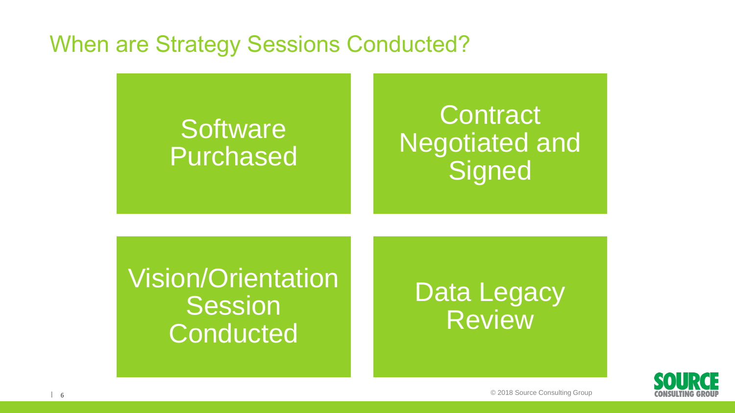# When are Strategy Sessions Conducted?

- Software Purchased
- Contract Negotiated and Signed
- Vision/Orientation Session Conducted
- Data Legacy Review

© 2018 Source Consulting Group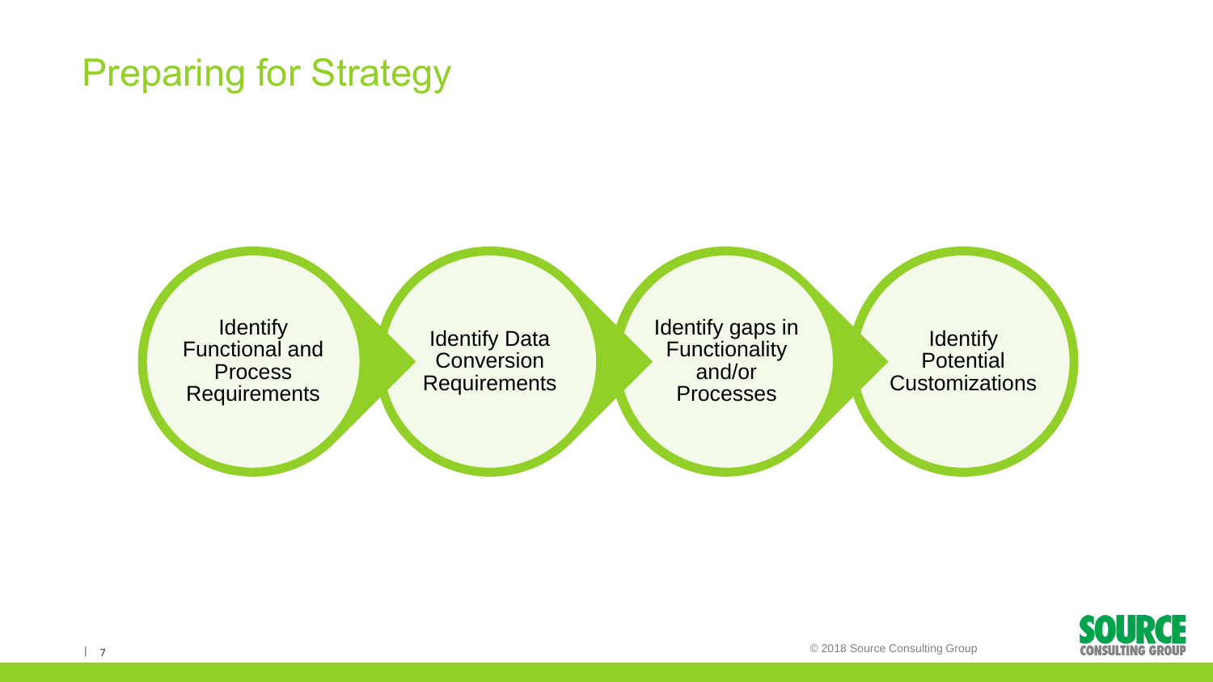# Preparing for Strategy

1. Identify Functional and Process Requirements
2. Identify Data Conversion Requirements
3. Identify gaps in Functionality and/or Processes
4. Identify Potential Customizations

© 2018 Source Consulting Group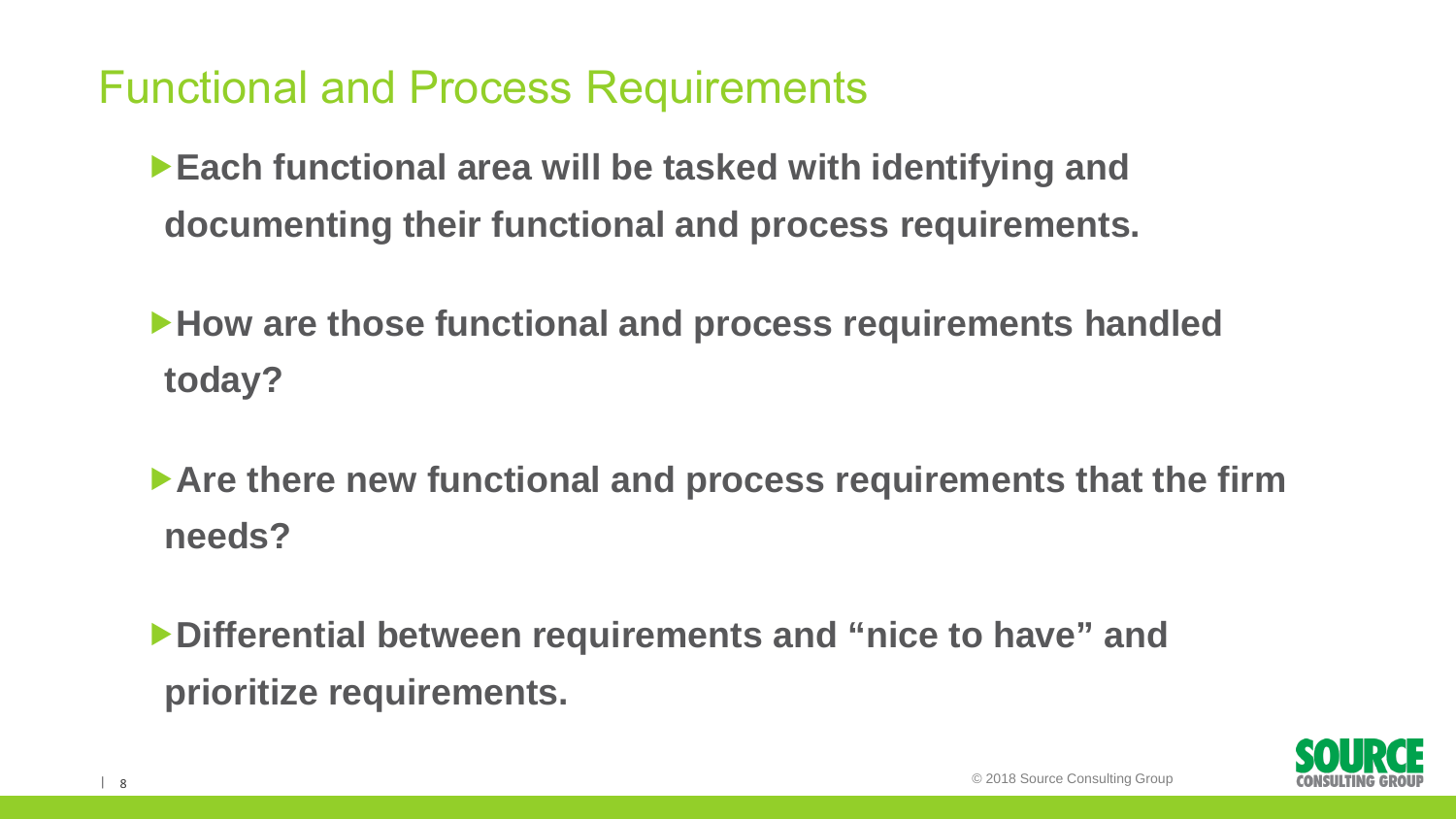# Functional and Process Requirements

- **Each functional area will be tasked with identifying and documenting their functional and process requirements.**
- **How are those functional and process requirements handled today?**
- **Are there new functional and process requirements that the firm needs?**
- **Differential between requirements and "nice to have" and prioritize requirements.**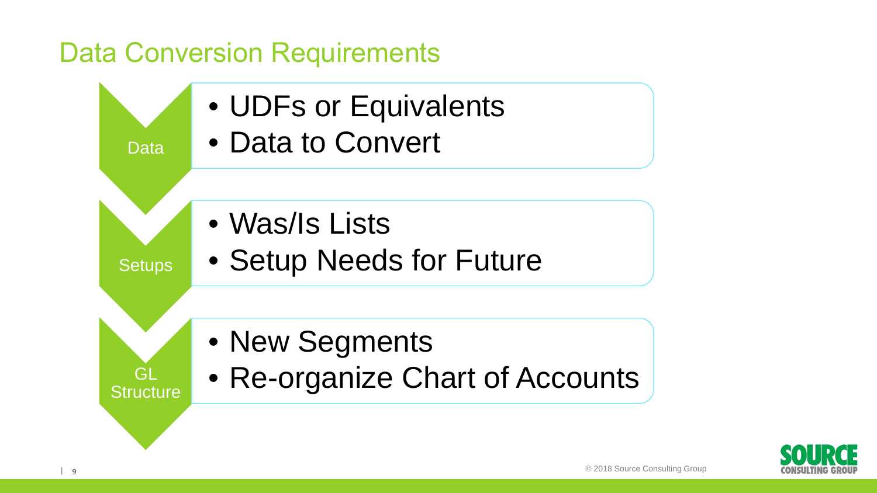# Data Conversion Requirements

**Data**

- UDFs or Equivalents
- Data to Convert

**Setups**

- Was/Is Lists
- Setup Needs for Future

**GL Structure**

- New Segments
- Re-organize Chart of Accounts

© 2018 Source Consulting Group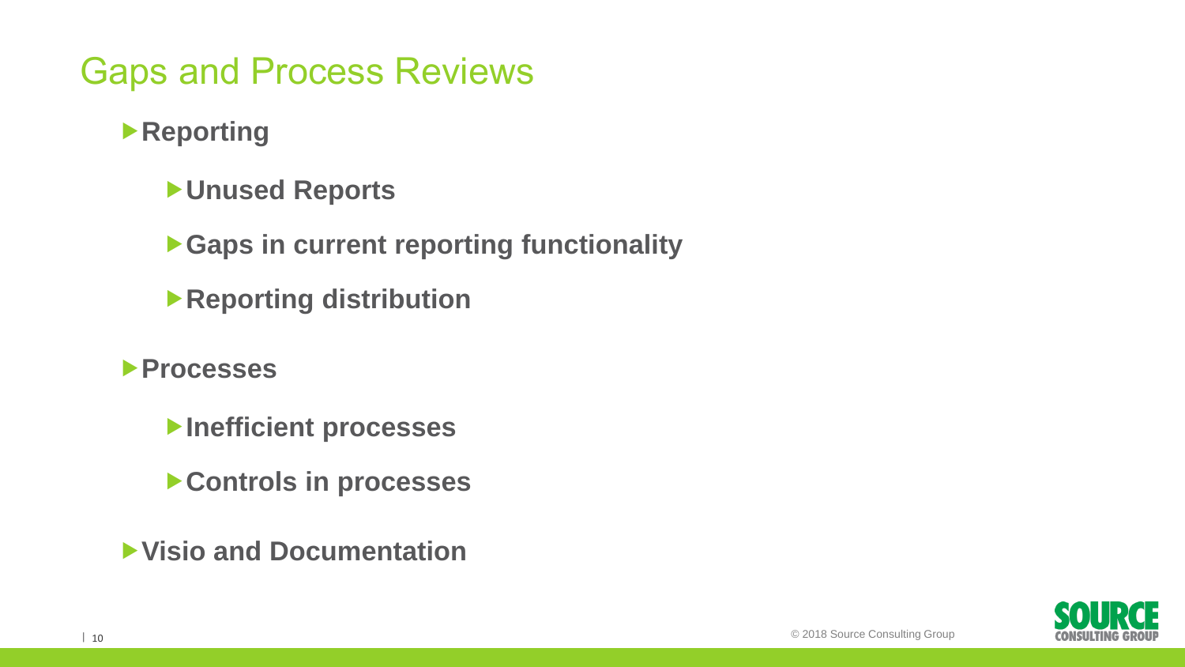# Gaps and Process Reviews

- **Reporting**
  - **Unused Reports**
  - **Gaps in current reporting functionality**
  - **Reporting distribution**
- **Processes**
  - **Inefficient processes**
  - **Controls in processes**
- **Visio and Documentation**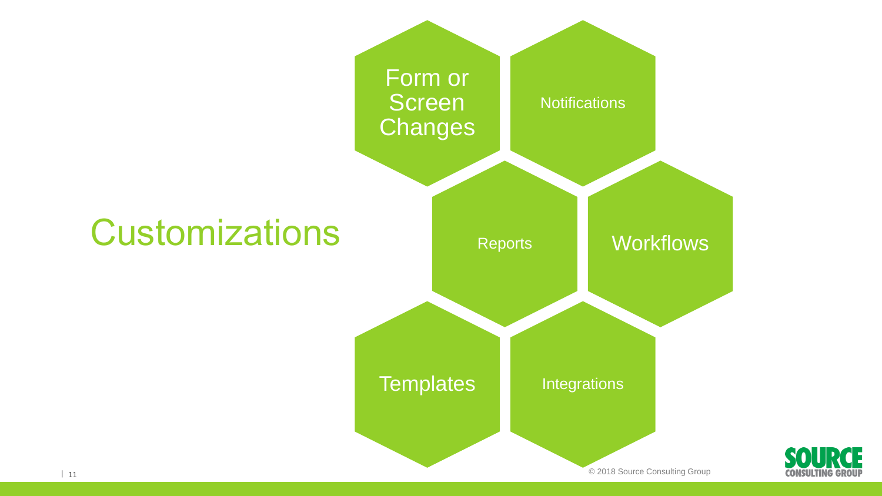# Customizations

- Form or Screen Changes
- Notifications
- Reports
- Workflows
- Templates
- Integrations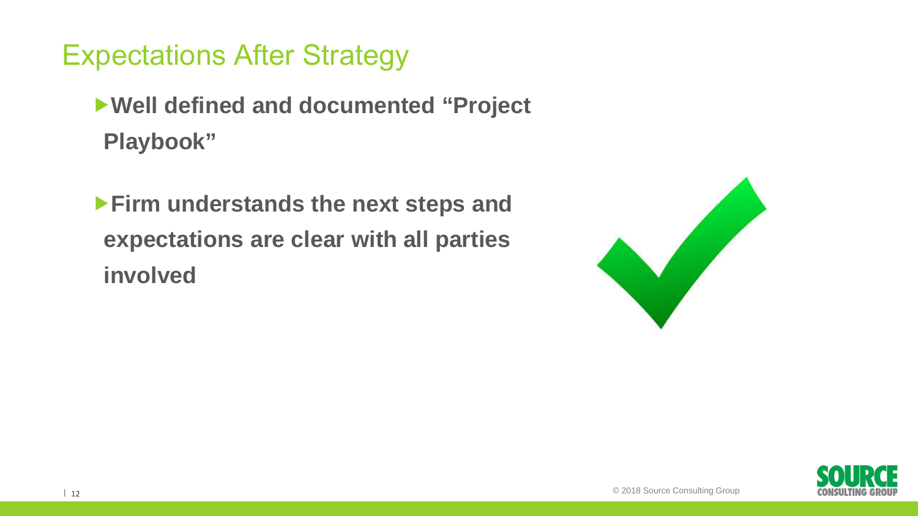# Expectations After Strategy

- **Well defined and documented "Project Playbook"**
- **Firm understands the next steps and expectations are clear with all parties involved**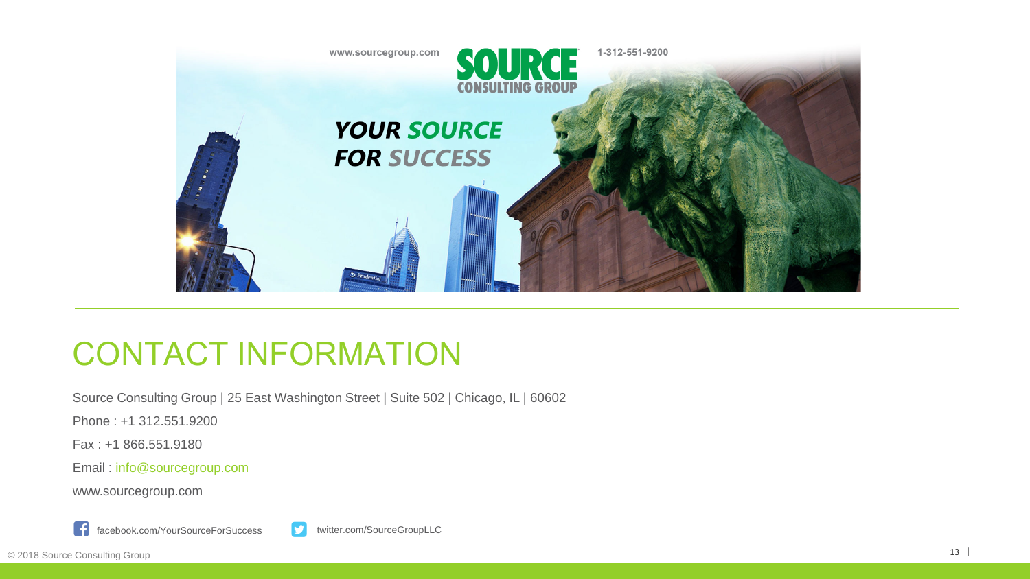# CONTACT INFORMATION

Source Consulting Group | 25 East Washington Street | Suite 502 | Chicago, IL | 60602

Phone : +1 312.551.9200

Fax : +1 866.551.9180

Email : info@sourcegroup.com

www.sourcegroup.com

facebook.com/YourSourceForSuccess

twitter.com/SourceGroupLLC

© 2018 Source Consulting Group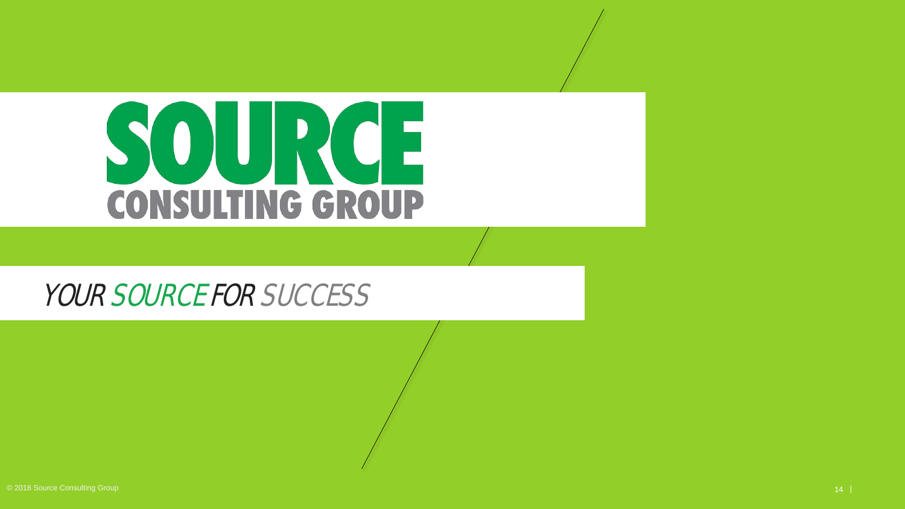# SOURCE CONSULTING GROUP

## YOUR SOURCE FOR SUCCESS

© 2018 Source Consulting Group